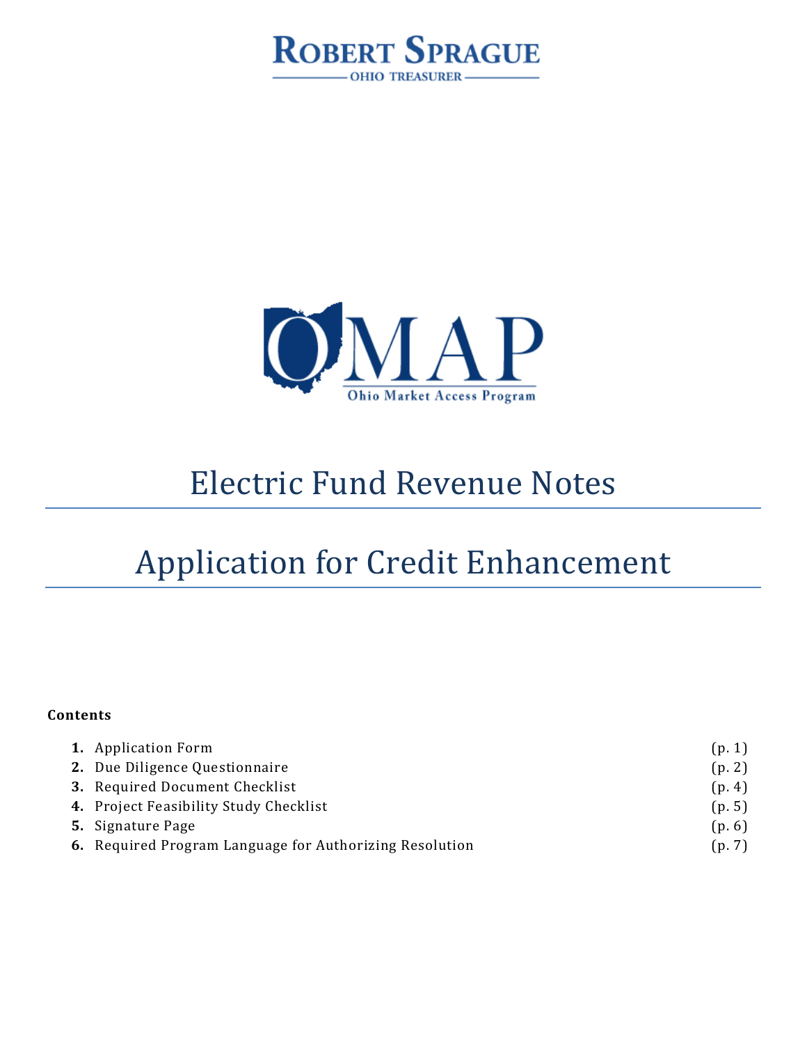ROBERT SPRAGUE
OHIO TREASURER

OMAP
Ohio Market Access Program

# Electric Fund Revenue Notes

# Application for Credit Enhancement

**Contents**

| | | |
|---|---|---|
| **1.** | Application Form | (p. 1) |
| **2.** | Due Diligence Questionnaire | (p. 2) |
| **3.** | Required Document Checklist | (p. 4) |
| **4.** | Project Feasibility Study Checklist | (p. 5) |
| **5.** | Signature Page | (p. 6) |
| **6.** | Required Program Language for Authorizing Resolution | (p. 7) |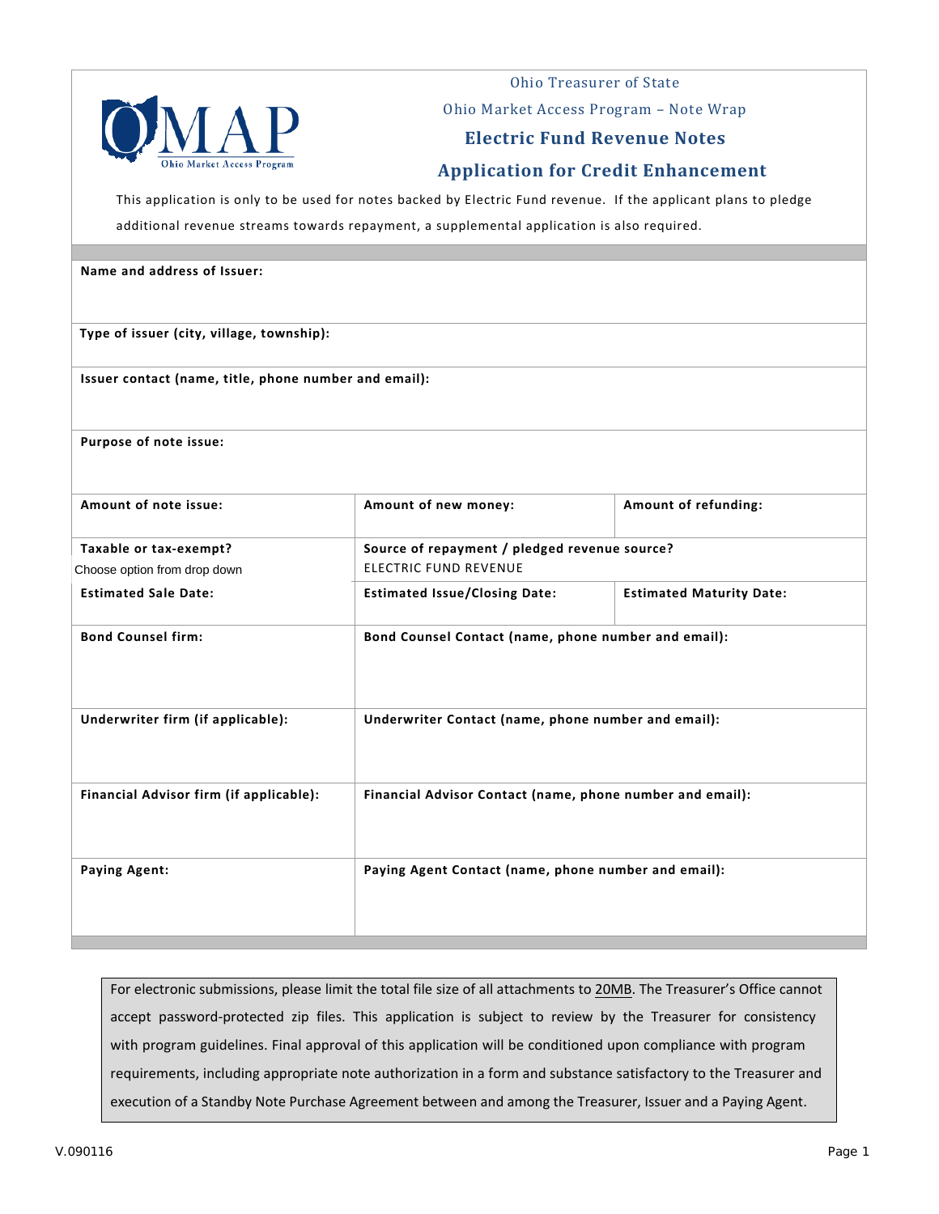Ohio Treasurer of State

Ohio Market Access Program – Note Wrap

# Electric Fund Revenue Notes

# Application for Credit Enhancement

This application is only to be used for notes backed by Electric Fund revenue. If the applicant plans to pledge additional revenue streams towards repayment, a supplemental application is also required.

| | | |
|---|---|---|
| **Name and address of Issuer:** | | |
| **Type of issuer (city, village, township):** | | |
| **Issuer contact (name, title, phone number and email):** | | |
| **Purpose of note issue:** | | |
| **Amount of note issue:** | **Amount of new money:** | **Amount of refunding:** |
| **Taxable or tax-exempt?** Choose option from drop down | **Source of repayment / pledged revenue source?** ELECTRIC FUND REVENUE | |
| **Estimated Sale Date:** | **Estimated Issue/Closing Date:** | **Estimated Maturity Date:** |
| **Bond Counsel firm:** | **Bond Counsel Contact (name, phone number and email):** | |
| **Underwriter firm (if applicable):** | **Underwriter Contact (name, phone number and email):** | |
| **Financial Advisor firm (if applicable):** | **Financial Advisor Contact (name, phone number and email):** | |
| **Paying Agent:** | **Paying Agent Contact (name, phone number and email):** | |

For electronic submissions, please limit the total file size of all attachments to 20MB. The Treasurer's Office cannot accept password-protected zip files. This application is subject to review by the Treasurer for consistency with program guidelines. Final approval of this application will be conditioned upon compliance with program requirements, including appropriate note authorization in a form and substance satisfactory to the Treasurer and execution of a Standby Note Purchase Agreement between and among the Treasurer, Issuer and a Paying Agent.

V.090116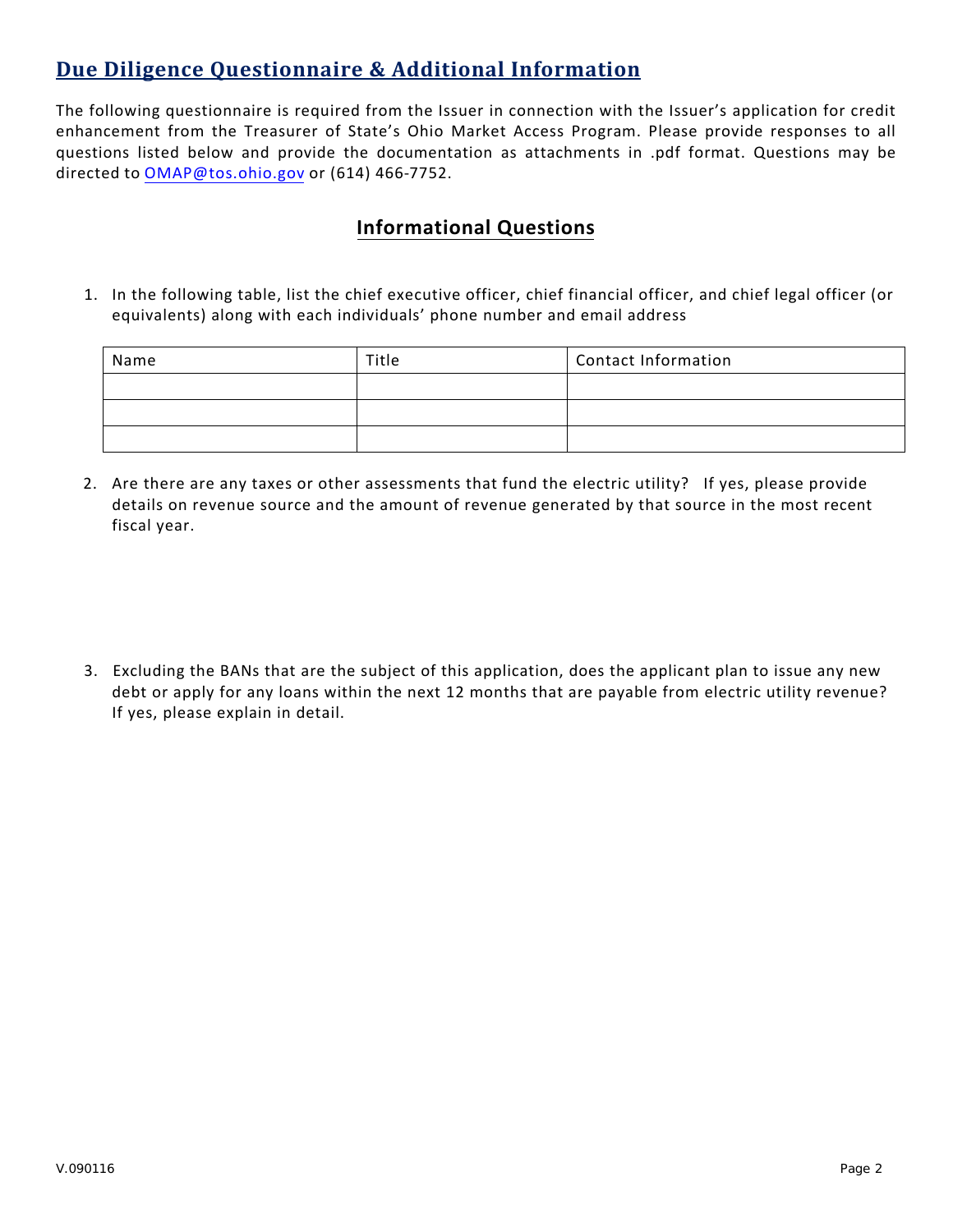## Due Diligence Questionnaire & Additional Information

The following questionnaire is required from the Issuer in connection with the Issuer's application for credit enhancement from the Treasurer of State's Ohio Market Access Program. Please provide responses to all questions listed below and provide the documentation as attachments in .pdf format. Questions may be directed to OMAP@tos.ohio.gov or (614) 466-7752.

### Informational Questions

1. In the following table, list the chief executive officer, chief financial officer, and chief legal officer (or equivalents) along with each individuals' phone number and email address

| Name | Title | Contact Information |
|---|---|---|
| | | |
| | | |
| | | |

2. Are there are any taxes or other assessments that fund the electric utility? If yes, please provide details on revenue source and the amount of revenue generated by that source in the most recent fiscal year.

3. Excluding the BANs that are the subject of this application, does the applicant plan to issue any new debt or apply for any loans within the next 12 months that are payable from electric utility revenue? If yes, please explain in detail.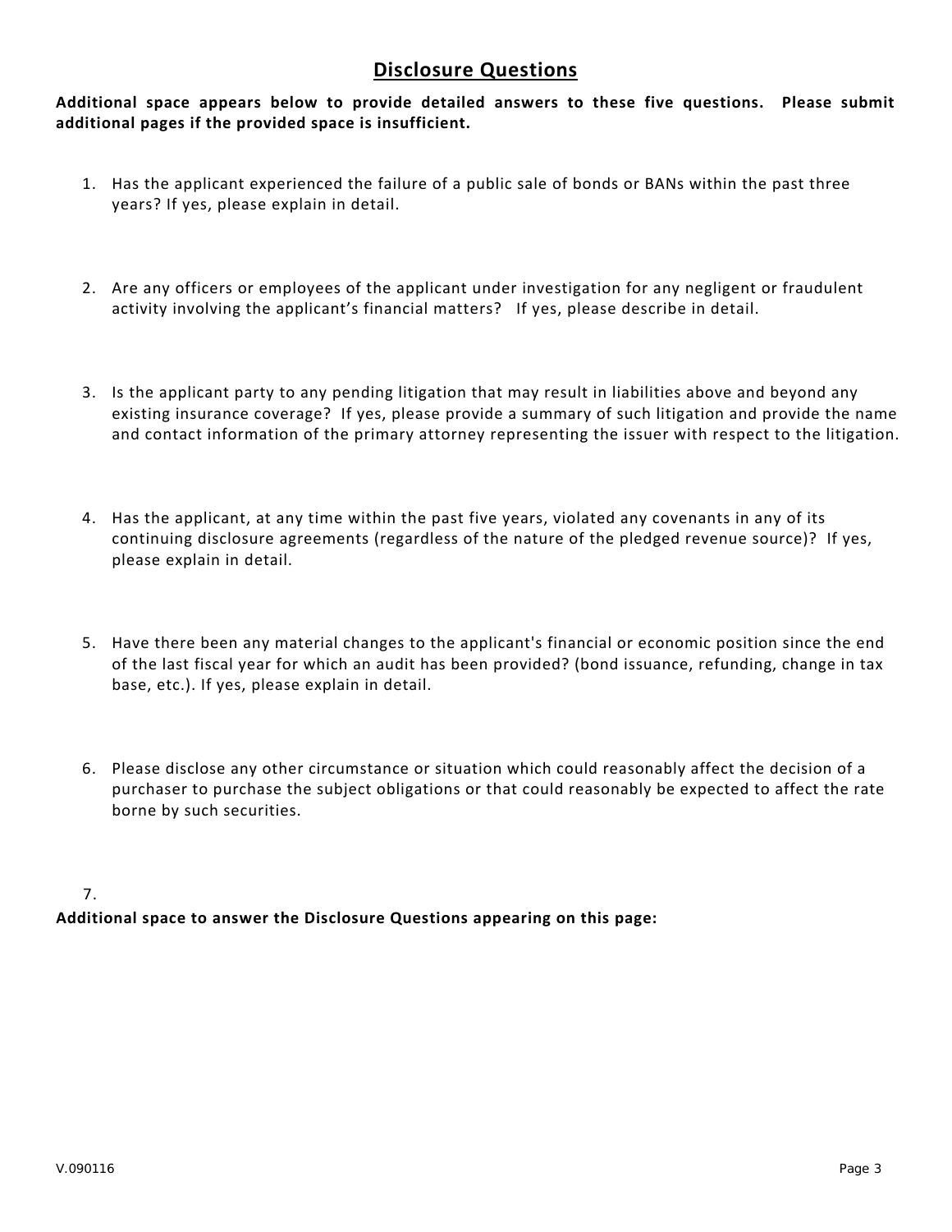## Disclosure Questions

**Additional space appears below to provide detailed answers to these five questions. Please submit additional pages if the provided space is insufficient.**

1. Has the applicant experienced the failure of a public sale of bonds or BANs within the past three years? If yes, please explain in detail.

2. Are any officers or employees of the applicant under investigation for any negligent or fraudulent activity involving the applicant's financial matters? If yes, please describe in detail.

3. Is the applicant party to any pending litigation that may result in liabilities above and beyond any existing insurance coverage? If yes, please provide a summary of such litigation and provide the name and contact information of the primary attorney representing the issuer with respect to the litigation.

4. Has the applicant, at any time within the past five years, violated any covenants in any of its continuing disclosure agreements (regardless of the nature of the pledged revenue source)? If yes, please explain in detail.

5. Have there been any material changes to the applicant's financial or economic position since the end of the last fiscal year for which an audit has been provided? (bond issuance, refunding, change in tax base, etc.). If yes, please explain in detail.

6. Please disclose any other circumstance or situation which could reasonably affect the decision of a purchaser to purchase the subject obligations or that could reasonably be expected to affect the rate borne by such securities.

7. 

**Additional space to answer the Disclosure Questions appearing on this page:**

V.090116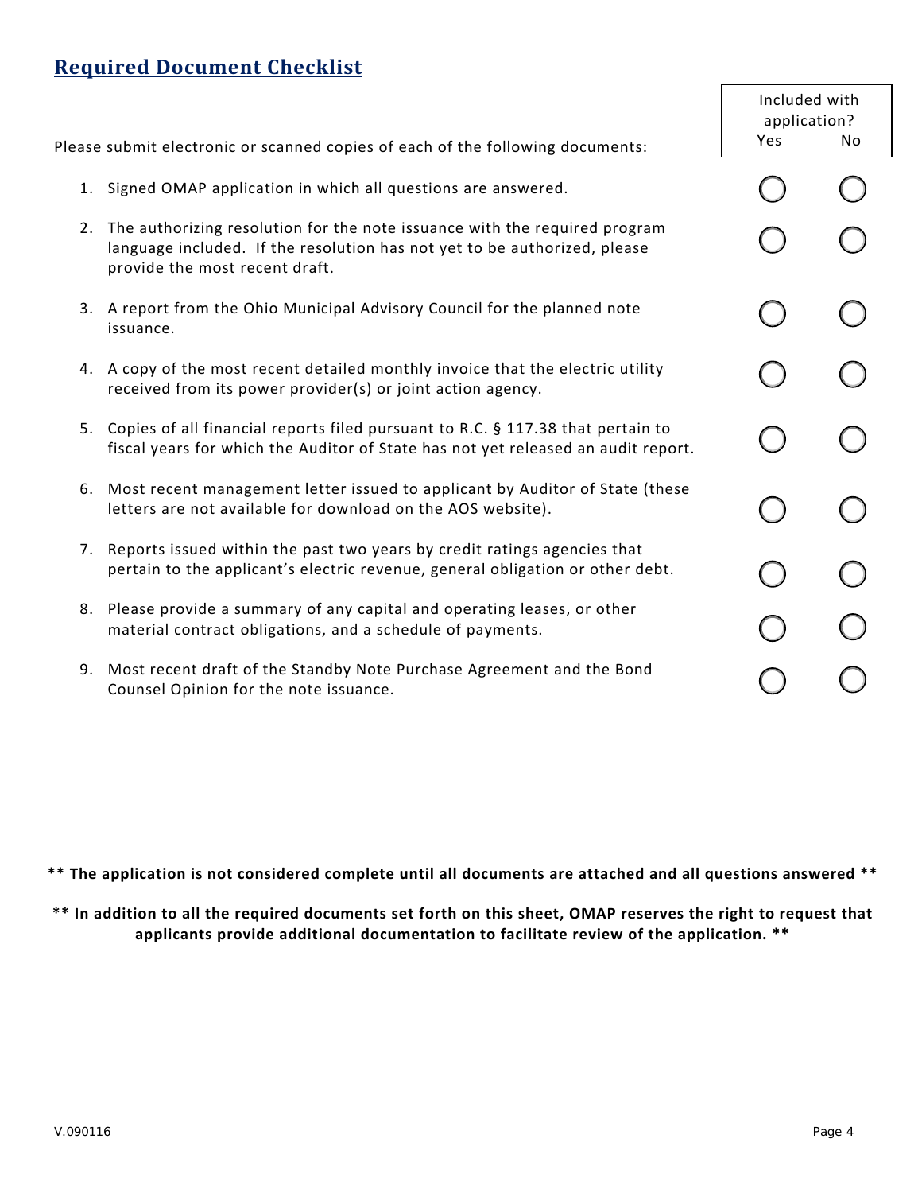## Required Document Checklist

Please submit electronic or scanned copies of each of the following documents:

| | Included with application? Yes | No |
|---|---|---|
| 1. Signed OMAP application in which all questions are answered. | ◯ | ◯ |
| 2. The authorizing resolution for the note issuance with the required program language included. If the resolution has not yet to be authorized, please provide the most recent draft. | ◯ | ◯ |
| 3. A report from the Ohio Municipal Advisory Council for the planned note issuance. | ◯ | ◯ |
| 4. A copy of the most recent detailed monthly invoice that the electric utility received from its power provider(s) or joint action agency. | ◯ | ◯ |
| 5. Copies of all financial reports filed pursuant to R.C. § 117.38 that pertain to fiscal years for which the Auditor of State has not yet released an audit report. | ◯ | ◯ |
| 6. Most recent management letter issued to applicant by Auditor of State (these letters are not available for download on the AOS website). | ◯ | ◯ |
| 7. Reports issued within the past two years by credit ratings agencies that pertain to the applicant's electric revenue, general obligation or other debt. | ◯ | ◯ |
| 8. Please provide a summary of any capital and operating leases, or other material contract obligations, and a schedule of payments. | ◯ | ◯ |
| 9. Most recent draft of the Standby Note Purchase Agreement and the Bond Counsel Opinion for the note issuance. | ◯ | ◯ |

**** The application is not considered complete until all documents are attached and all questions answered ****

**** In addition to all the required documents set forth on this sheet, OMAP reserves the right to request that applicants provide additional documentation to facilitate review of the application. ****

V.090116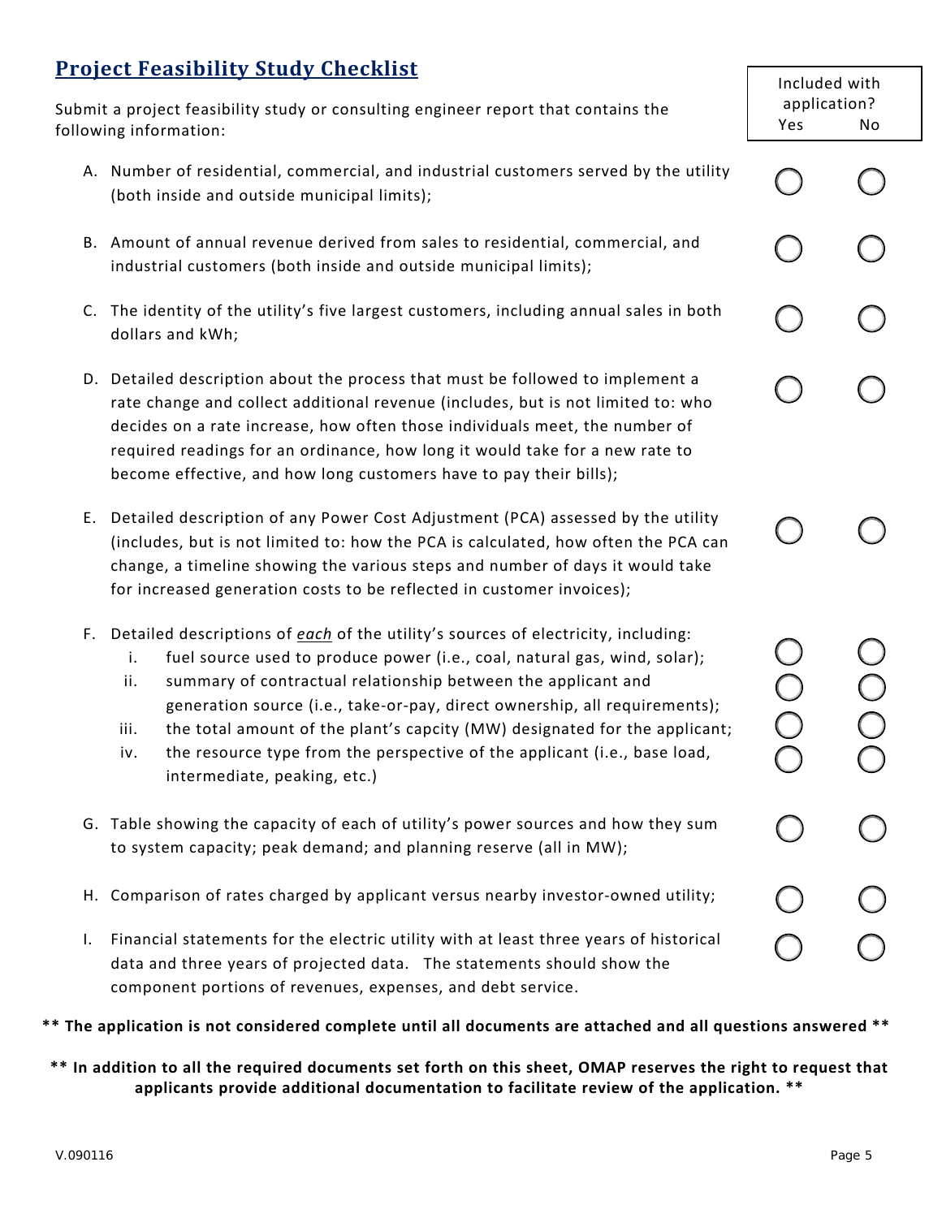## Project Feasibility Study Checklist

Submit a project feasibility study or consulting engineer report that contains the following information:

| | Included with application? Yes | No |
|---|---|---|
| A. Number of residential, commercial, and industrial customers served by the utility (both inside and outside municipal limits); | ◯ | ◯ |
| B. Amount of annual revenue derived from sales to residential, commercial, and industrial customers (both inside and outside municipal limits); | ◯ | ◯ |
| C. The identity of the utility's five largest customers, including annual sales in both dollars and kWh; | ◯ | ◯ |
| D. Detailed description about the process that must be followed to implement a rate change and collect additional revenue (includes, but is not limited to: who decides on a rate increase, how often those individuals meet, the number of required readings for an ordinance, how long it would take for a new rate to become effective, and how long customers have to pay their bills); | ◯ | ◯ |
| E. Detailed description of any Power Cost Adjustment (PCA) assessed by the utility (includes, but is not limited to: how the PCA is calculated, how often the PCA can change, a timeline showing the various steps and number of days it would take for increased generation costs to be reflected in customer invoices); | ◯ | ◯ |
| F. Detailed descriptions of ***each*** of the utility's sources of electricity, including: | | |
| i. fuel source used to produce power (i.e., coal, natural gas, wind, solar); | ◯ | ◯ |
| ii. summary of contractual relationship between the applicant and generation source (i.e., take-or-pay, direct ownership, all requirements); | ◯ | ◯ |
| iii. the total amount of the plant's capcity (MW) designated for the applicant; | ◯ | ◯ |
| iv. the resource type from the perspective of the applicant (i.e., base load, intermediate, peaking, etc.) | ◯ | ◯ |
| G. Table showing the capacity of each of utility's power sources and how they sum to system capacity; peak demand; and planning reserve (all in MW); | ◯ | ◯ |
| H. Comparison of rates charged by applicant versus nearby investor-owned utility; | ◯ | ◯ |
| I. Financial statements for the electric utility with at least three years of historical data and three years of projected data. The statements should show the component portions of revenues, expenses, and debt service. | ◯ | ◯ |

**\*\* The application is not considered complete until all documents are attached and all questions answered \*\***

**\*\* In addition to all the required documents set forth on this sheet, OMAP reserves the right to request that applicants provide additional documentation to facilitate review of the application. \*\***

V.090116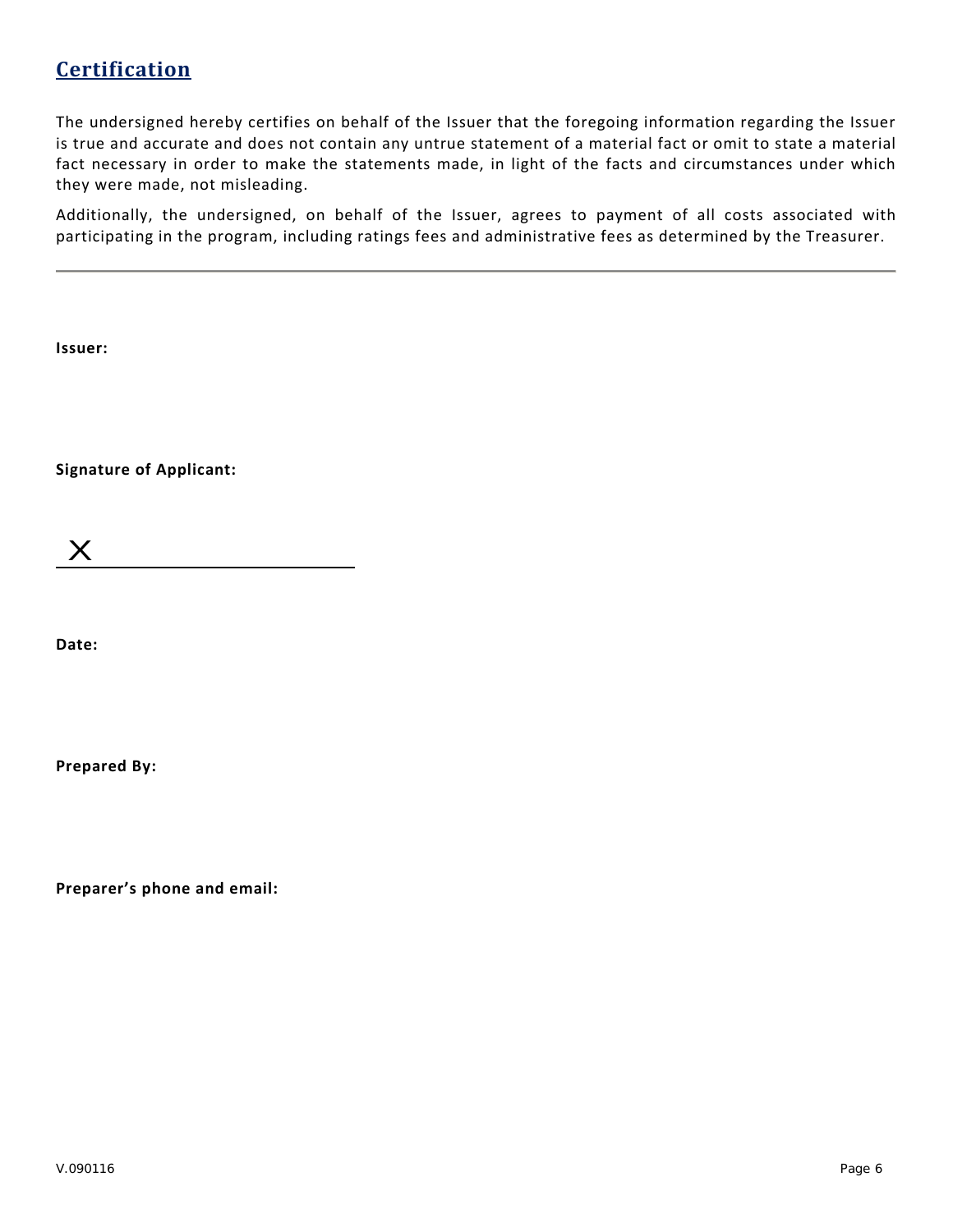## Certification

The undersigned hereby certifies on behalf of the Issuer that the foregoing information regarding the Issuer is true and accurate and does not contain any untrue statement of a material fact or omit to state a material fact necessary in order to make the statements made, in light of the facts and circumstances under which they were made, not misleading.

Additionally, the undersigned, on behalf of the Issuer, agrees to payment of all costs associated with participating in the program, including ratings fees and administrative fees as determined by the Treasurer.

---

**Issuer:**

**Signature of Applicant:**

X ______________________________

**Date:**

**Prepared By:**

**Preparer's phone and email:**

V.090116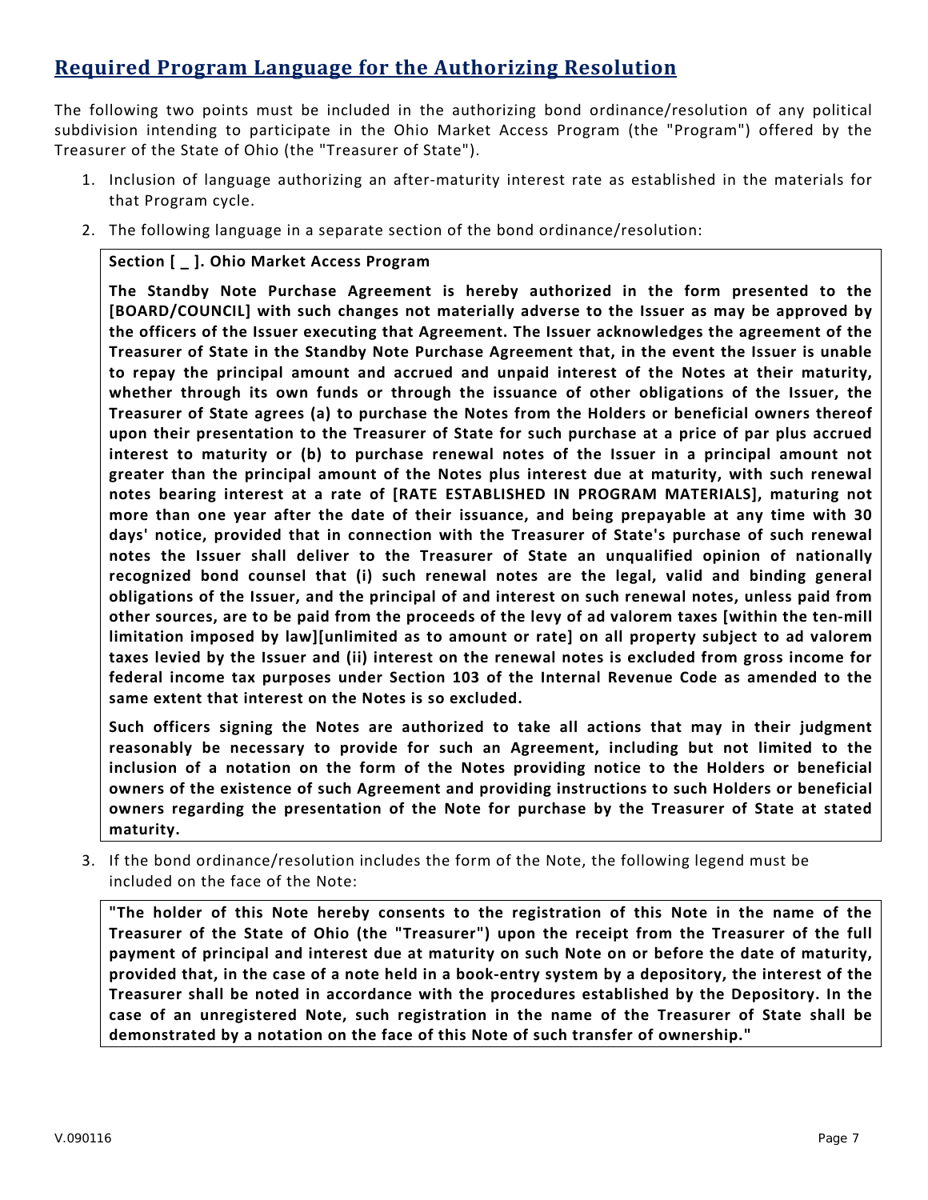## Required Program Language for the Authorizing Resolution

The following two points must be included in the authorizing bond ordinance/resolution of any political subdivision intending to participate in the Ohio Market Access Program (the "Program") offered by the Treasurer of the State of Ohio (the "Treasurer of State").

1. Inclusion of language authorizing an after-maturity interest rate as established in the materials for that Program cycle.
2. The following language in a separate section of the bond ordinance/resolution:

> **Section [ _ ]. Ohio Market Access Program**
>
> **The Standby Note Purchase Agreement is hereby authorized in the form presented to the [BOARD/COUNCIL] with such changes not materially adverse to the Issuer as may be approved by the officers of the Issuer executing that Agreement. The Issuer acknowledges the agreement of the Treasurer of State in the Standby Note Purchase Agreement that, in the event the Issuer is unable to repay the principal amount and accrued and unpaid interest of the Notes at their maturity, whether through its own funds or through the issuance of other obligations of the Issuer, the Treasurer of State agrees (a) to purchase the Notes from the Holders or beneficial owners thereof upon their presentation to the Treasurer of State for such purchase at a price of par plus accrued interest to maturity or (b) to purchase renewal notes of the Issuer in a principal amount not greater than the principal amount of the Notes plus interest due at maturity, with such renewal notes bearing interest at a rate of [RATE ESTABLISHED IN PROGRAM MATERIALS], maturing not more than one year after the date of their issuance, and being prepayable at any time with 30 days' notice, provided that in connection with the Treasurer of State's purchase of such renewal notes the Issuer shall deliver to the Treasurer of State an unqualified opinion of nationally recognized bond counsel that (i) such renewal notes are the legal, valid and binding general obligations of the Issuer, and the principal of and interest on such renewal notes, unless paid from other sources, are to be paid from the proceeds of the levy of ad valorem taxes [within the ten-mill limitation imposed by law][unlimited as to amount or rate] on all property subject to ad valorem taxes levied by the Issuer and (ii) interest on the renewal notes is excluded from gross income for federal income tax purposes under Section 103 of the Internal Revenue Code as amended to the same extent that interest on the Notes is so excluded.**
>
> **Such officers signing the Notes are authorized to take all actions that may in their judgment reasonably be necessary to provide for such an Agreement, including but not limited to the inclusion of a notation on the form of the Notes providing notice to the Holders or beneficial owners of the existence of such Agreement and providing instructions to such Holders or beneficial owners regarding the presentation of the Note for purchase by the Treasurer of State at stated maturity.**

3. If the bond ordinance/resolution includes the form of the Note, the following legend must be included on the face of the Note:

> **"The holder of this Note hereby consents to the registration of this Note in the name of the Treasurer of the State of Ohio (the "Treasurer") upon the receipt from the Treasurer of the full payment of principal and interest due at maturity on such Note on or before the date of maturity, provided that, in the case of a note held in a book-entry system by a depository, the interest of the Treasurer shall be noted in accordance with the procedures established by the Depository. In the case of an unregistered Note, such registration in the name of the Treasurer of State shall be demonstrated by a notation on the face of this Note of such transfer of ownership."**

V.090116